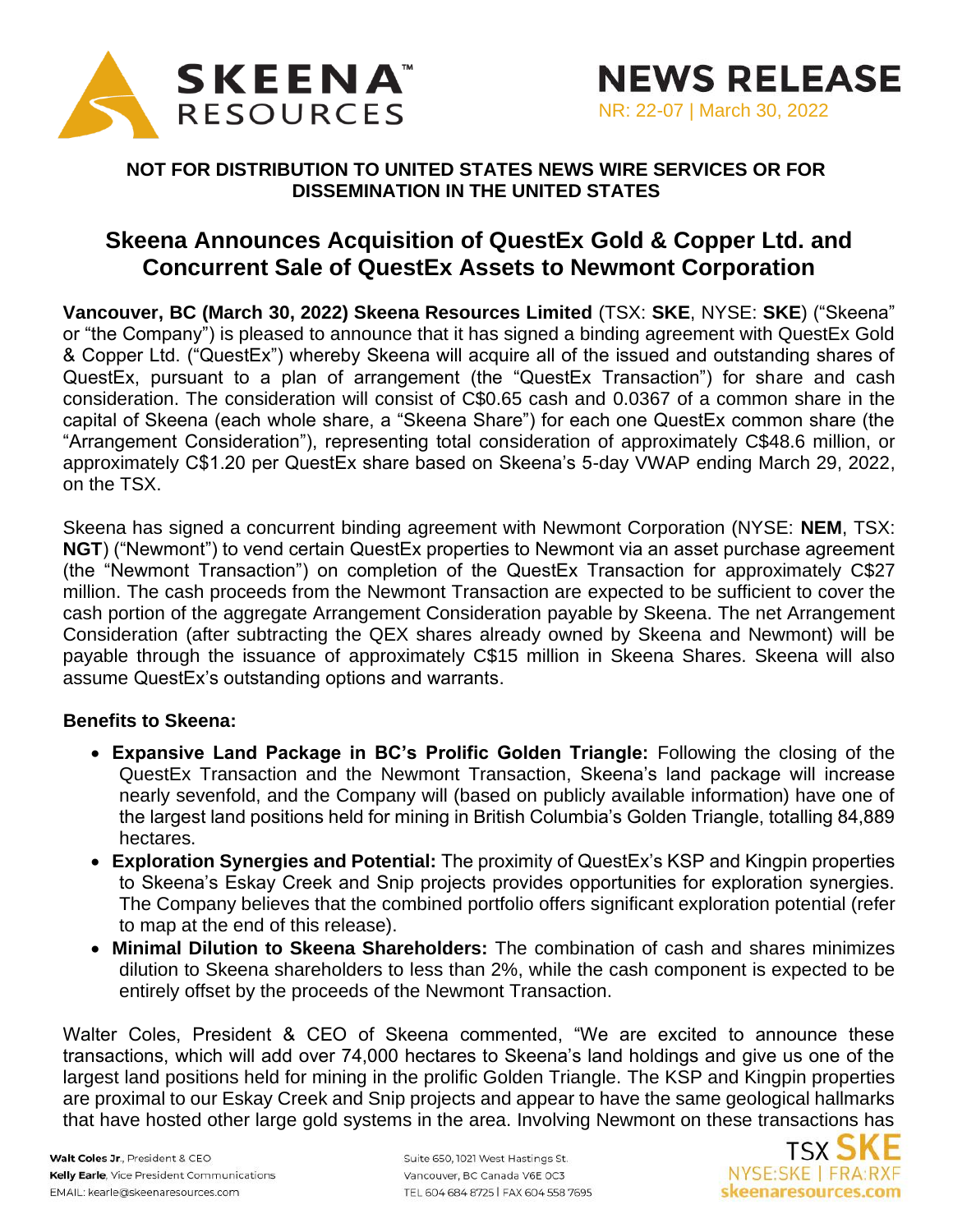# NEWS RELEASE

NR: 22-07 | March 30, 2022

**NOT FOR DISTRIBUTION TO UNITED STATES NEWS WIRE SERVICES OR FOR DISSEMINATION IN THE UNITED STATES**

## Skeena Announces Acquisition of QuestEx Gold & Copper Ltd. and Concurrent Sale of QuestEx Assets to Newmont Corporation

**Vancouver, BC (March 30, 2022) Skeena Resources Limited** (TSX: **SKE**, NYSE: **SKE**) ("Skeena" or "the Company") is pleased to announce that it has signed a binding agreement with QuestEx Gold & Copper Ltd. ("QuestEx") whereby Skeena will acquire all of the issued and outstanding shares of QuestEx, pursuant to a plan of arrangement (the "QuestEx Transaction") for share and cash consideration. The consideration will consist of C$0.65 cash and 0.0367 of a common share in the capital of Skeena (each whole share, a "Skeena Share") for each one QuestEx common share (the "Arrangement Consideration"), representing total consideration of approximately C$48.6 million, or approximately C$1.20 per QuestEx share based on Skeena's 5-day VWAP ending March 29, 2022, on the TSX.

Skeena has signed a concurrent binding agreement with Newmont Corporation (NYSE: **NEM**, TSX: **NGT**) ("Newmont") to vend certain QuestEx properties to Newmont via an asset purchase agreement (the "Newmont Transaction") on completion of the QuestEx Transaction for approximately C$27 million. The cash proceeds from the Newmont Transaction are expected to be sufficient to cover the cash portion of the aggregate Arrangement Consideration payable by Skeena. The net Arrangement Consideration (after subtracting the QEX shares already owned by Skeena and Newmont) will be payable through the issuance of approximately C$15 million in Skeena Shares. Skeena will also assume QuestEx's outstanding options and warrants.

**Benefits to Skeena:**

- **Expansive Land Package in BC's Prolific Golden Triangle:** Following the closing of the QuestEx Transaction and the Newmont Transaction, Skeena's land package will increase nearly sevenfold, and the Company will (based on publicly available information) have one of the largest land positions held for mining in British Columbia's Golden Triangle, totalling 84,889 hectares.
- **Exploration Synergies and Potential:** The proximity of QuestEx's KSP and Kingpin properties to Skeena's Eskay Creek and Snip projects provides opportunities for exploration synergies. The Company believes that the combined portfolio offers significant exploration potential (refer to map at the end of this release).
- **Minimal Dilution to Skeena Shareholders:** The combination of cash and shares minimizes dilution to Skeena shareholders to less than 2%, while the cash component is expected to be entirely offset by the proceeds of the Newmont Transaction.

Walter Coles, President & CEO of Skeena commented, "We are excited to announce these transactions, which will add over 74,000 hectares to Skeena's land holdings and give us one of the largest land positions held for mining in the prolific Golden Triangle. The KSP and Kingpin properties are proximal to our Eskay Creek and Snip projects and appear to have the same geological hallmarks that have hosted other large gold systems in the area. Involving Newmont on these transactions has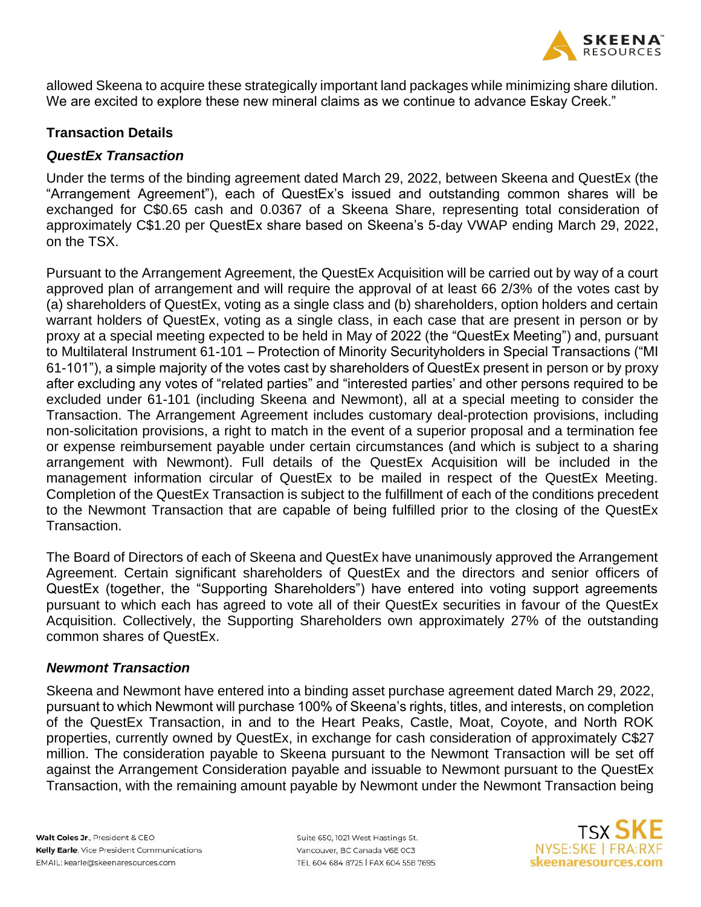allowed Skeena to acquire these strategically important land packages while minimizing share dilution. We are excited to explore these new mineral claims as we continue to advance Eskay Creek."

## Transaction Details

### *QuestEx Transaction*

Under the terms of the binding agreement dated March 29, 2022, between Skeena and QuestEx (the "Arrangement Agreement"), each of QuestEx's issued and outstanding common shares will be exchanged for C$0.65 cash and 0.0367 of a Skeena Share, representing total consideration of approximately C$1.20 per QuestEx share based on Skeena's 5-day VWAP ending March 29, 2022, on the TSX.

Pursuant to the Arrangement Agreement, the QuestEx Acquisition will be carried out by way of a court approved plan of arrangement and will require the approval of at least 66 2/3% of the votes cast by (a) shareholders of QuestEx, voting as a single class and (b) shareholders, option holders and certain warrant holders of QuestEx, voting as a single class, in each case that are present in person or by proxy at a special meeting expected to be held in May of 2022 (the "QuestEx Meeting") and, pursuant to Multilateral Instrument 61-101 – Protection of Minority Securityholders in Special Transactions ("MI 61-101"), a simple majority of the votes cast by shareholders of QuestEx present in person or by proxy after excluding any votes of "related parties" and "interested parties' and other persons required to be excluded under 61-101 (including Skeena and Newmont), all at a special meeting to consider the Transaction. The Arrangement Agreement includes customary deal-protection provisions, including non-solicitation provisions, a right to match in the event of a superior proposal and a termination fee or expense reimbursement payable under certain circumstances (and which is subject to a sharing arrangement with Newmont). Full details of the QuestEx Acquisition will be included in the management information circular of QuestEx to be mailed in respect of the QuestEx Meeting. Completion of the QuestEx Transaction is subject to the fulfillment of each of the conditions precedent to the Newmont Transaction that are capable of being fulfilled prior to the closing of the QuestEx Transaction.

The Board of Directors of each of Skeena and QuestEx have unanimously approved the Arrangement Agreement. Certain significant shareholders of QuestEx and the directors and senior officers of QuestEx (together, the "Supporting Shareholders") have entered into voting support agreements pursuant to which each has agreed to vote all of their QuestEx securities in favour of the QuestEx Acquisition. Collectively, the Supporting Shareholders own approximately 27% of the outstanding common shares of QuestEx.

### *Newmont Transaction*

Skeena and Newmont have entered into a binding asset purchase agreement dated March 29, 2022, pursuant to which Newmont will purchase 100% of Skeena's rights, titles, and interests, on completion of the QuestEx Transaction, in and to the Heart Peaks, Castle, Moat, Coyote, and North ROK properties, currently owned by QuestEx, in exchange for cash consideration of approximately C$27 million. The consideration payable to Skeena pursuant to the Newmont Transaction will be set off against the Arrangement Consideration payable and issuable to Newmont pursuant to the QuestEx Transaction, with the remaining amount payable by Newmont under the Newmont Transaction being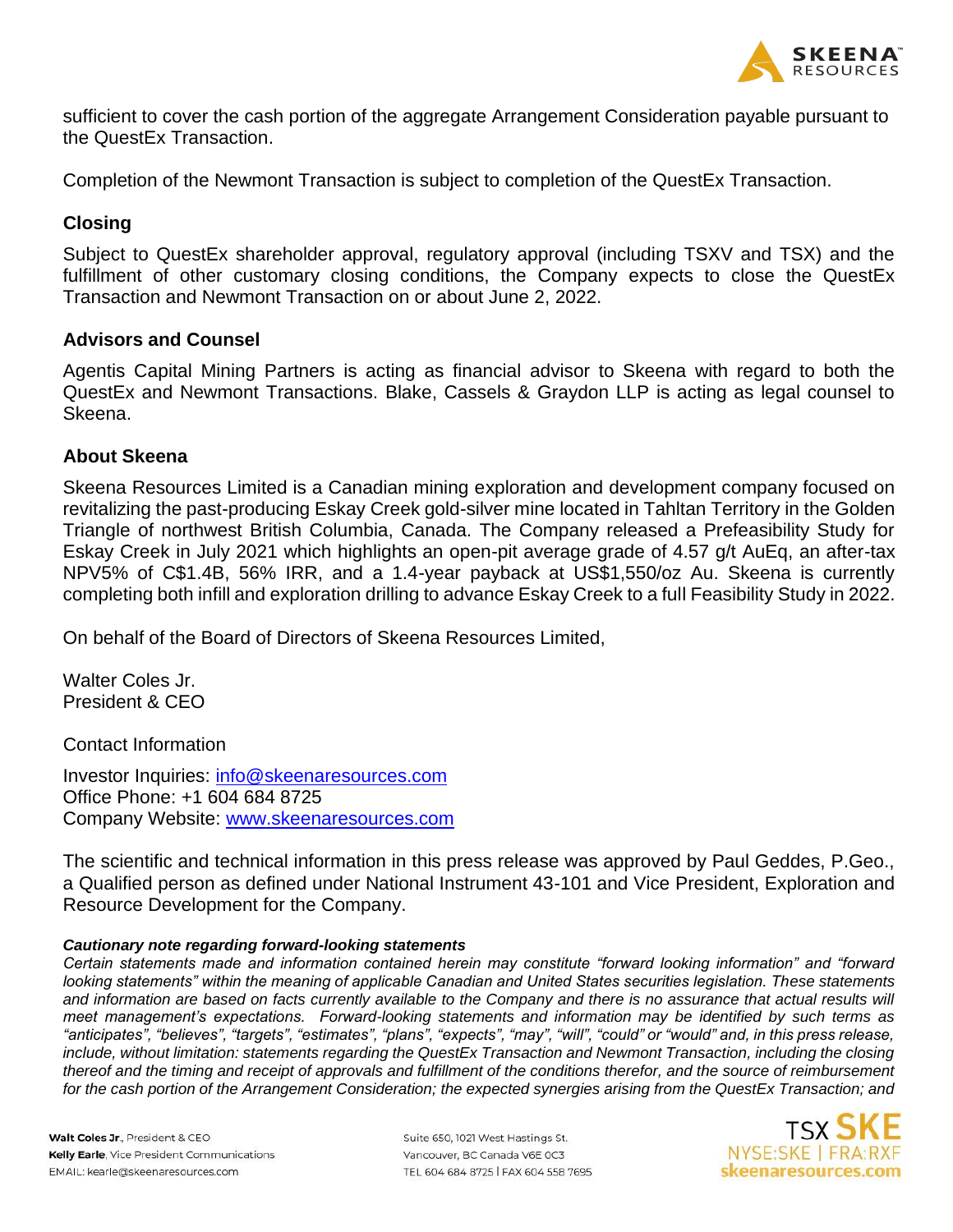sufficient to cover the cash portion of the aggregate Arrangement Consideration payable pursuant to the QuestEx Transaction.

Completion of the Newmont Transaction is subject to completion of the QuestEx Transaction.

## Closing

Subject to QuestEx shareholder approval, regulatory approval (including TSXV and TSX) and the fulfillment of other customary closing conditions, the Company expects to close the QuestEx Transaction and Newmont Transaction on or about June 2, 2022.

## Advisors and Counsel

Agentis Capital Mining Partners is acting as financial advisor to Skeena with regard to both the QuestEx and Newmont Transactions. Blake, Cassels & Graydon LLP is acting as legal counsel to Skeena.

## About Skeena

Skeena Resources Limited is a Canadian mining exploration and development company focused on revitalizing the past-producing Eskay Creek gold-silver mine located in Tahltan Territory in the Golden Triangle of northwest British Columbia, Canada. The Company released a Prefeasibility Study for Eskay Creek in July 2021 which highlights an open-pit average grade of 4.57 g/t AuEq, an after-tax NPV5% of C$1.4B, 56% IRR, and a 1.4-year payback at US$1,550/oz Au. Skeena is currently completing both infill and exploration drilling to advance Eskay Creek to a full Feasibility Study in 2022.

On behalf of the Board of Directors of Skeena Resources Limited,

Walter Coles Jr.
President & CEO

Contact Information

Investor Inquiries: info@skeenaresources.com
Office Phone: +1 604 684 8725
Company Website: www.skeenaresources.com

The scientific and technical information in this press release was approved by Paul Geddes, P.Geo., a Qualified person as defined under National Instrument 43-101 and Vice President, Exploration and Resource Development for the Company.

***Cautionary note regarding forward-looking statements***

*Certain statements made and information contained herein may constitute "forward looking information" and "forward looking statements" within the meaning of applicable Canadian and United States securities legislation. These statements and information are based on facts currently available to the Company and there is no assurance that actual results will meet management's expectations. Forward-looking statements and information may be identified by such terms as "anticipates", "believes", "targets", "estimates", "plans", "expects", "may", "will", "could" or "would" and, in this press release, include, without limitation: statements regarding the QuestEx Transaction and Newmont Transaction, including the closing thereof and the timing and receipt of approvals and fulfillment of the conditions therefor, and the source of reimbursement for the cash portion of the Arrangement Consideration; the expected synergies arising from the QuestEx Transaction; and*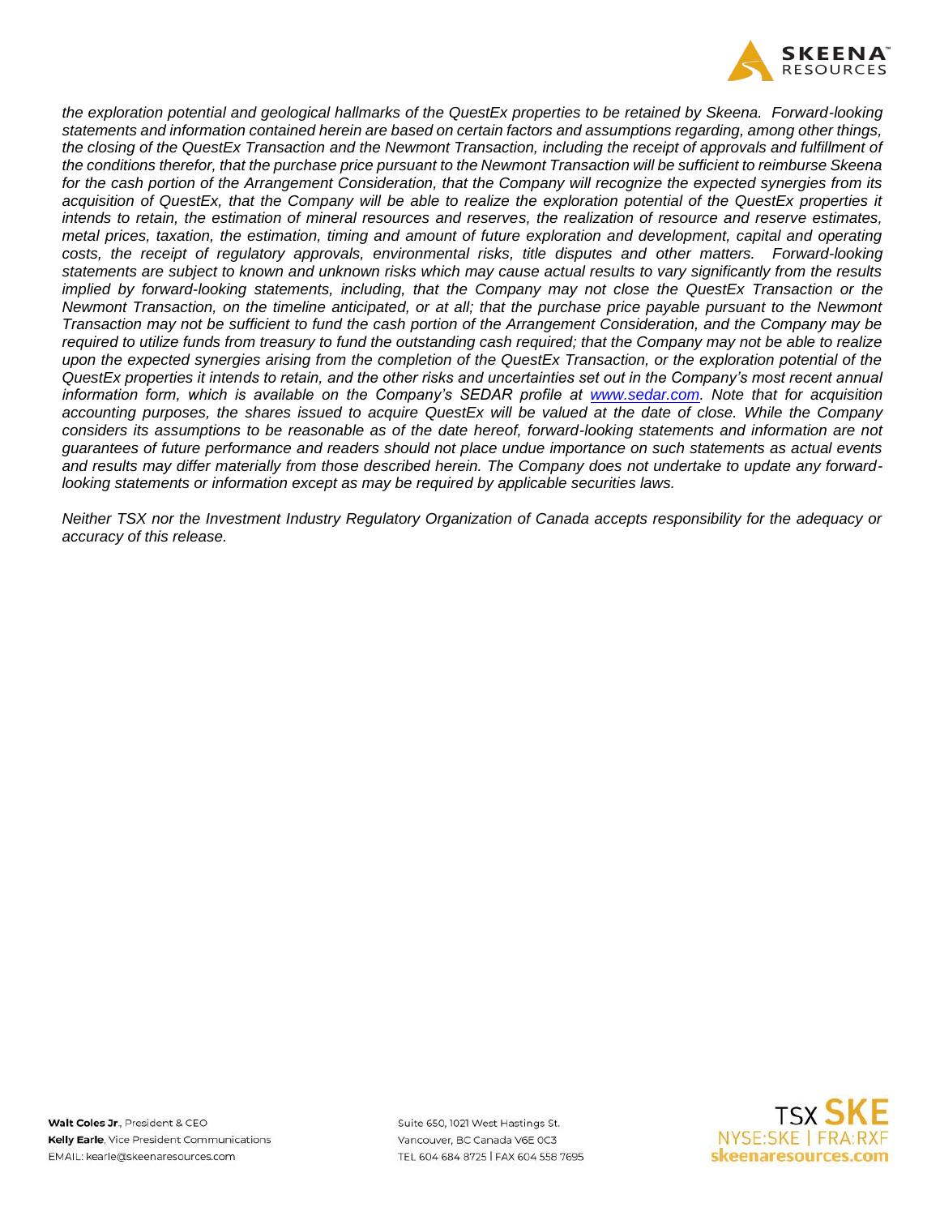*the exploration potential and geological hallmarks of the QuestEx properties to be retained by Skeena. Forward-looking statements and information contained herein are based on certain factors and assumptions regarding, among other things, the closing of the QuestEx Transaction and the Newmont Transaction, including the receipt of approvals and fulfillment of the conditions therefor, that the purchase price pursuant to the Newmont Transaction will be sufficient to reimburse Skeena for the cash portion of the Arrangement Consideration, that the Company will recognize the expected synergies from its acquisition of QuestEx, that the Company will be able to realize the exploration potential of the QuestEx properties it intends to retain, the estimation of mineral resources and reserves, the realization of resource and reserve estimates, metal prices, taxation, the estimation, timing and amount of future exploration and development, capital and operating costs, the receipt of regulatory approvals, environmental risks, title disputes and other matters. Forward-looking statements are subject to known and unknown risks which may cause actual results to vary significantly from the results implied by forward-looking statements, including, that the Company may not close the QuestEx Transaction or the Newmont Transaction, on the timeline anticipated, or at all; that the purchase price payable pursuant to the Newmont Transaction may not be sufficient to fund the cash portion of the Arrangement Consideration, and the Company may be required to utilize funds from treasury to fund the outstanding cash required; that the Company may not be able to realize upon the expected synergies arising from the completion of the QuestEx Transaction, or the exploration potential of the QuestEx properties it intends to retain, and the other risks and uncertainties set out in the Company's most recent annual information form, which is available on the Company's SEDAR profile at [www.sedar.com](http://www.sedar.com). Note that for acquisition accounting purposes, the shares issued to acquire QuestEx will be valued at the date of close. While the Company considers its assumptions to be reasonable as of the date hereof, forward-looking statements and information are not guarantees of future performance and readers should not place undue importance on such statements as actual events and results may differ materially from those described herein. The Company does not undertake to update any forward-looking statements or information except as may be required by applicable securities laws.*

*Neither TSX nor the Investment Industry Regulatory Organization of Canada accepts responsibility for the adequacy or accuracy of this release.*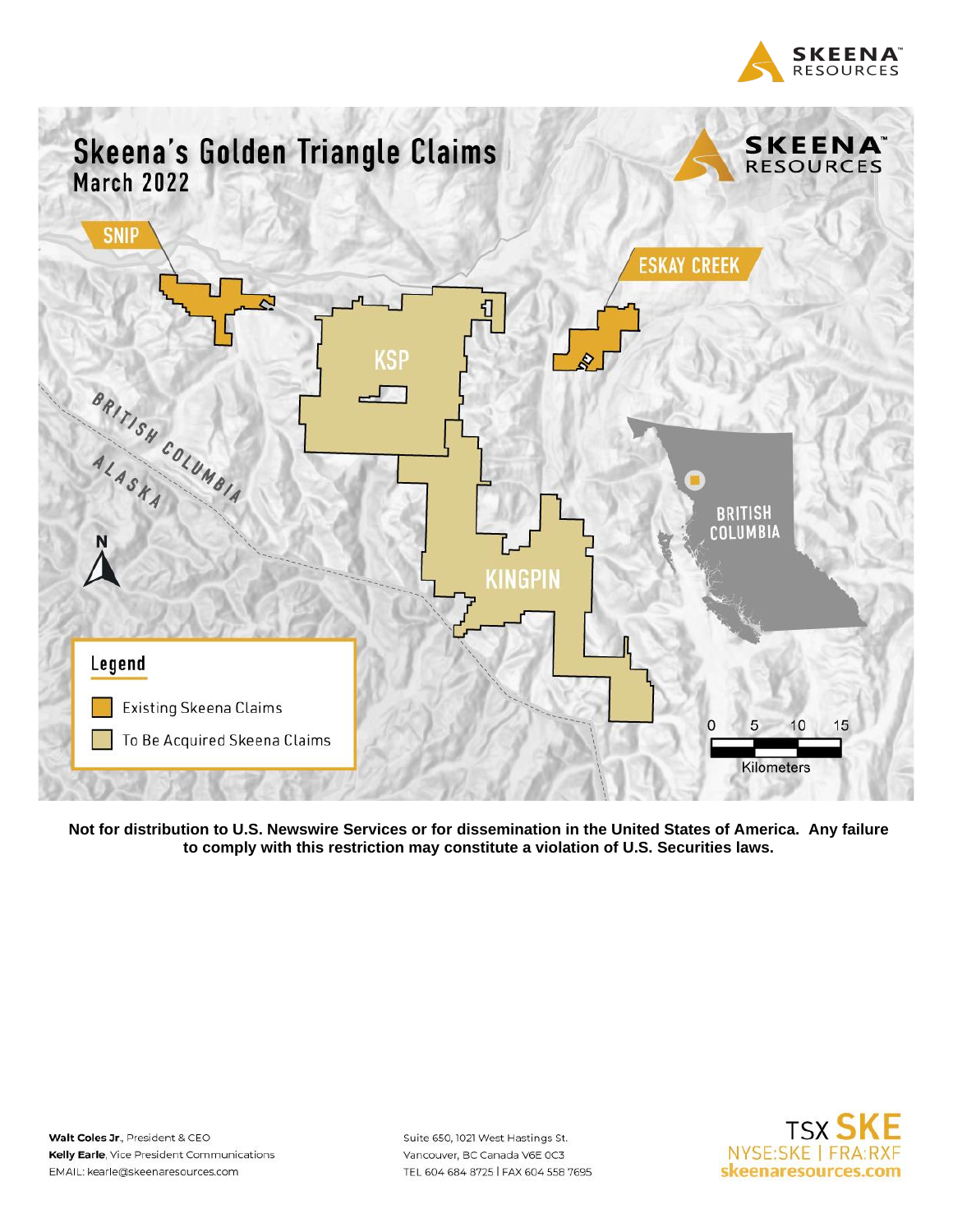# Skeena's Golden Triangle Claims

March 2022

SNIP

ESKAY CREEK

KSP

KINGPIN

BRITISH COLUMBIA

ALASKA

BRITISH COLUMBIA

N

Legend

Existing Skeena Claims

To Be Acquired Skeena Claims

0 5 10 15

Kilometers

**Not for distribution to U.S. Newswire Services or for dissemination in the United States of America. Any failure to comply with this restriction may constitute a violation of U.S. Securities laws.**

**Walt Coles Jr.**, President & CEO
**Kelly Earle**, Vice President Communications
EMAIL: kearle@skeenaresources.com

Suite 650, 1021 West Hastings St.
Vancouver, BC Canada V6E 0C3
TEL 604 684 8725 | FAX 604 558 7695

TSX SKE
NYSE:SKE | FRA:RXF
skeenaresources.com